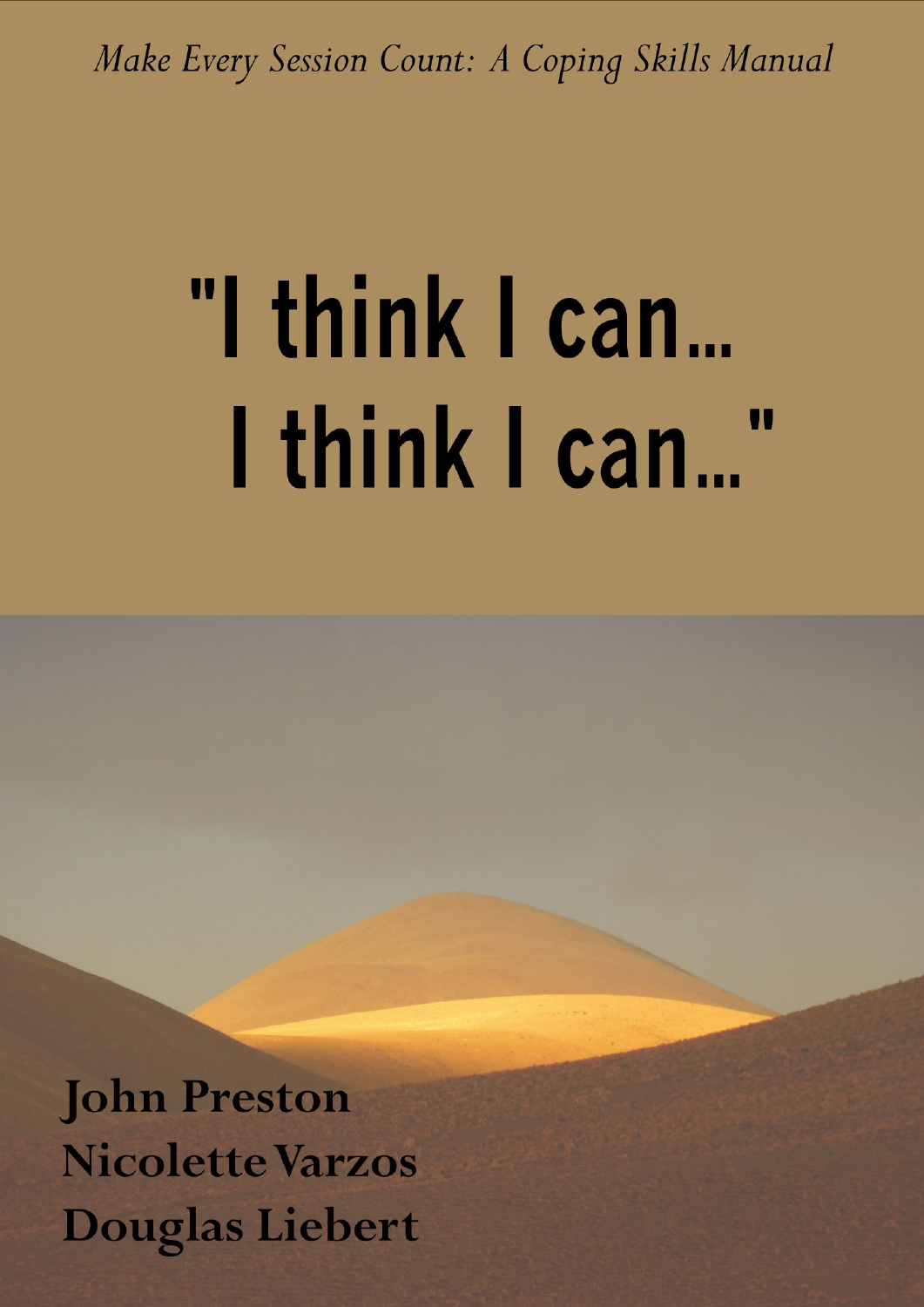*Make Every Session Count: A Coping Skills Manual*

# "I think I can... I think I can..."

**John Preston**
**Nicolette Varzos**
**Douglas Liebert**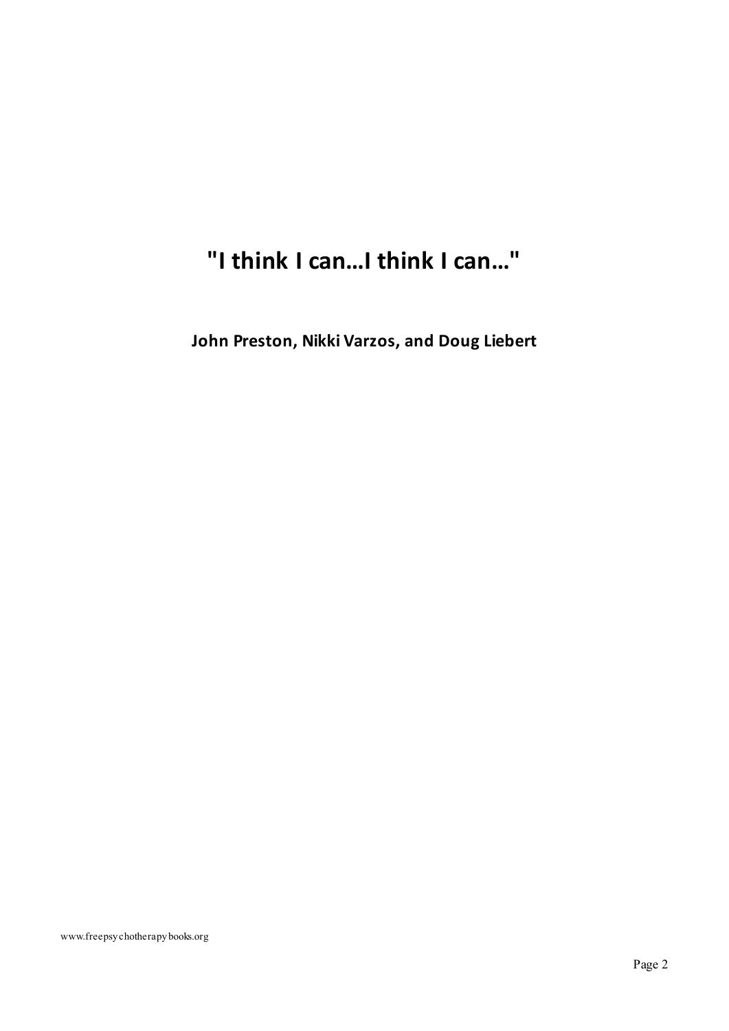# "I think I can…I think I can…"

**John Preston, Nikki Varzos, and Doug Liebert**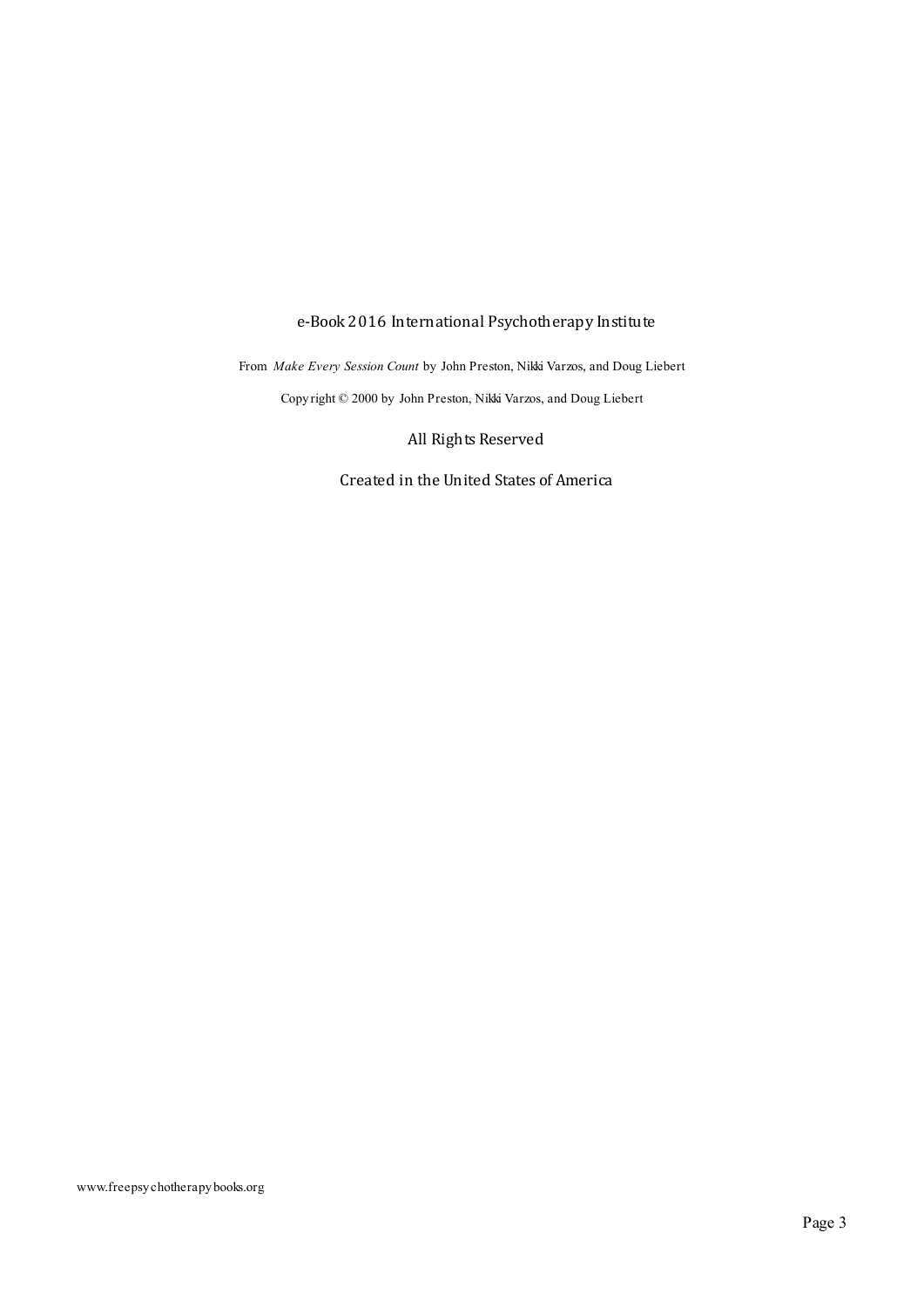e-Book 2016 International Psychotherapy Institute

From *Make Every Session Count* by John Preston, Nikki Varzos, and Doug Liebert

Copyright © 2000 by John Preston, Nikki Varzos, and Doug Liebert

All Rights Reserved

Created in the United States of America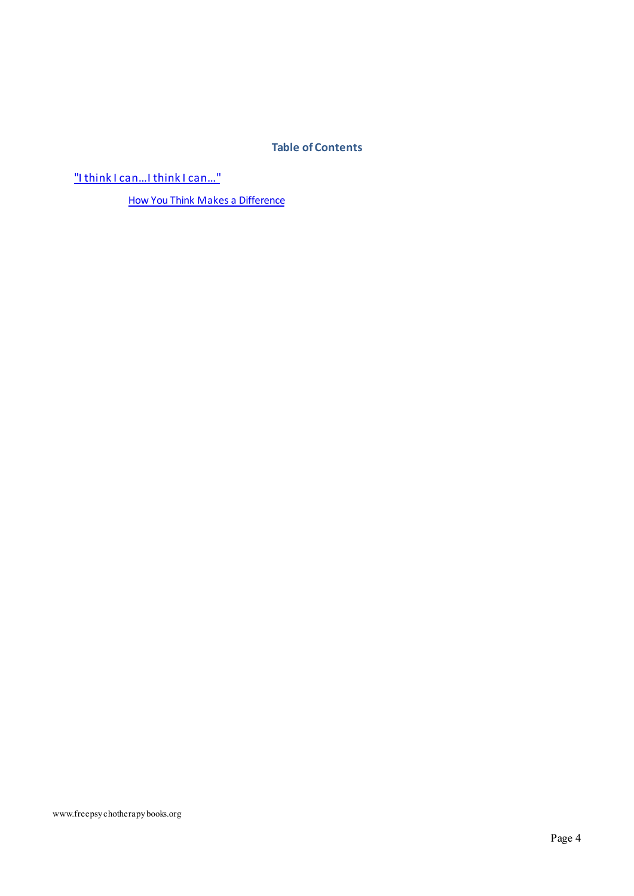## Table of Contents

["I think I can...I think I can..."]

[How You Think Makes a Difference]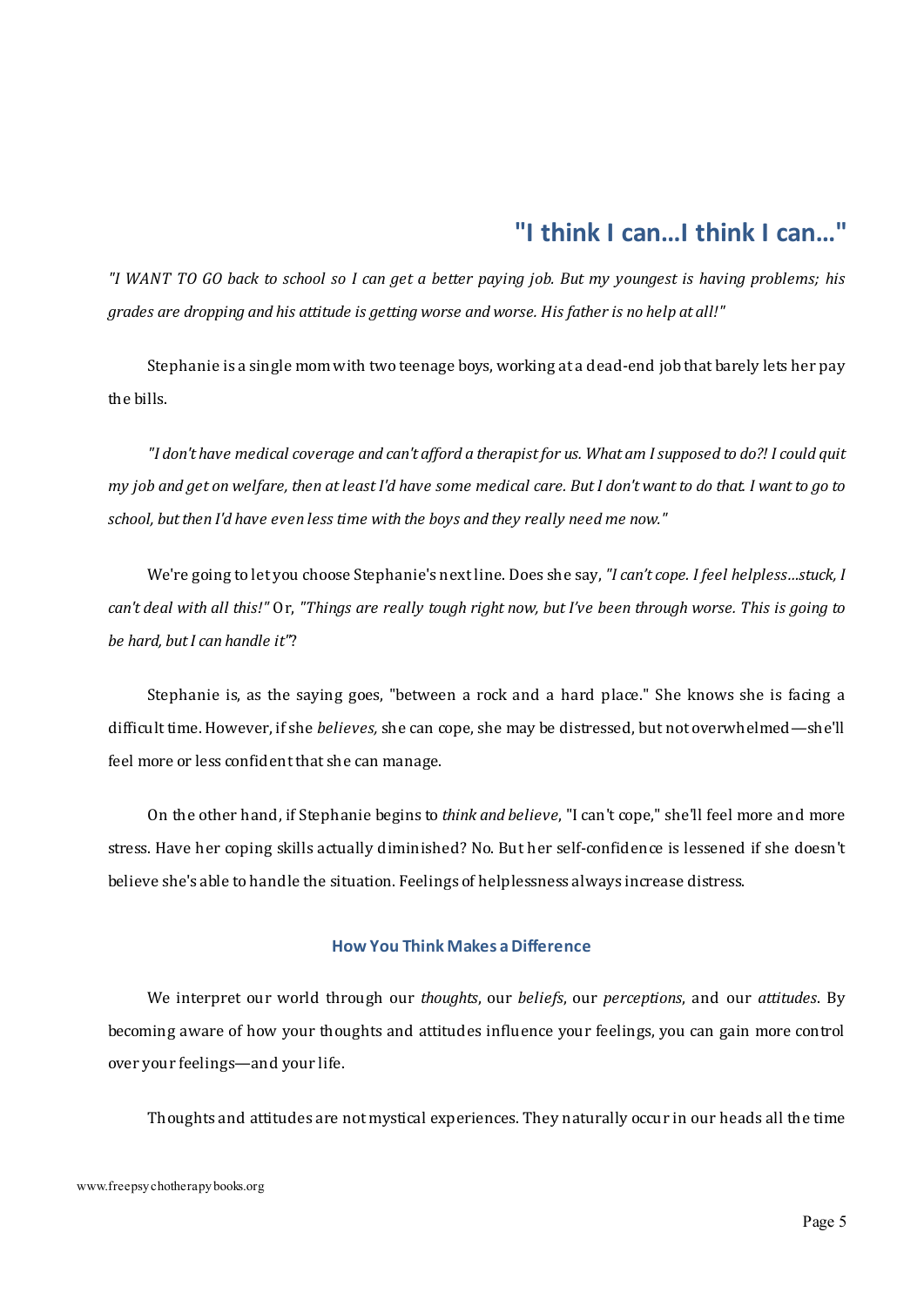## "I think I can...I think I can..."

*"I WANT TO GO back to school so I can get a better paying job. But my youngest is having problems; his grades are dropping and his attitude is getting worse and worse. His father is no help at all!"*

Stephanie is a single mom with two teenage boys, working at a dead-end job that barely lets her pay the bills.

*"I don't have medical coverage and can't afford a therapist for us. What am I supposed to do?! I could quit my job and get on welfare, then at least I'd have some medical care. But I don't want to do that. I want to go to school, but then I'd have even less time with the boys and they really need me now."*

We're going to let you choose Stephanie's next line. Does she say, *"I can't cope. I feel helpless…stuck, I can't deal with all this!"* Or, *"Things are really tough right now, but I've been through worse. This is going to be hard, but I can handle it"*?

Stephanie is, as the saying goes, "between a rock and a hard place." She knows she is facing a difficult time. However, if she *believes,* she can cope, she may be distressed, but not overwhelmed—she'll feel more or less confident that she can manage.

On the other hand, if Stephanie begins to *think and believe*, "I can't cope," she'll feel more and more stress. Have her coping skills actually diminished? No. But her self-confidence is lessened if she doesn't believe she's able to handle the situation. Feelings of helplessness always increase distress.

### How You Think Makes a Difference

We interpret our world through our *thoughts*, our *beliefs*, our *perceptions*, and our *attitudes*. By becoming aware of how your thoughts and attitudes influence your feelings, you can gain more control over your feelings—and your life.

Thoughts and attitudes are not mystical experiences. They naturally occur in our heads all the time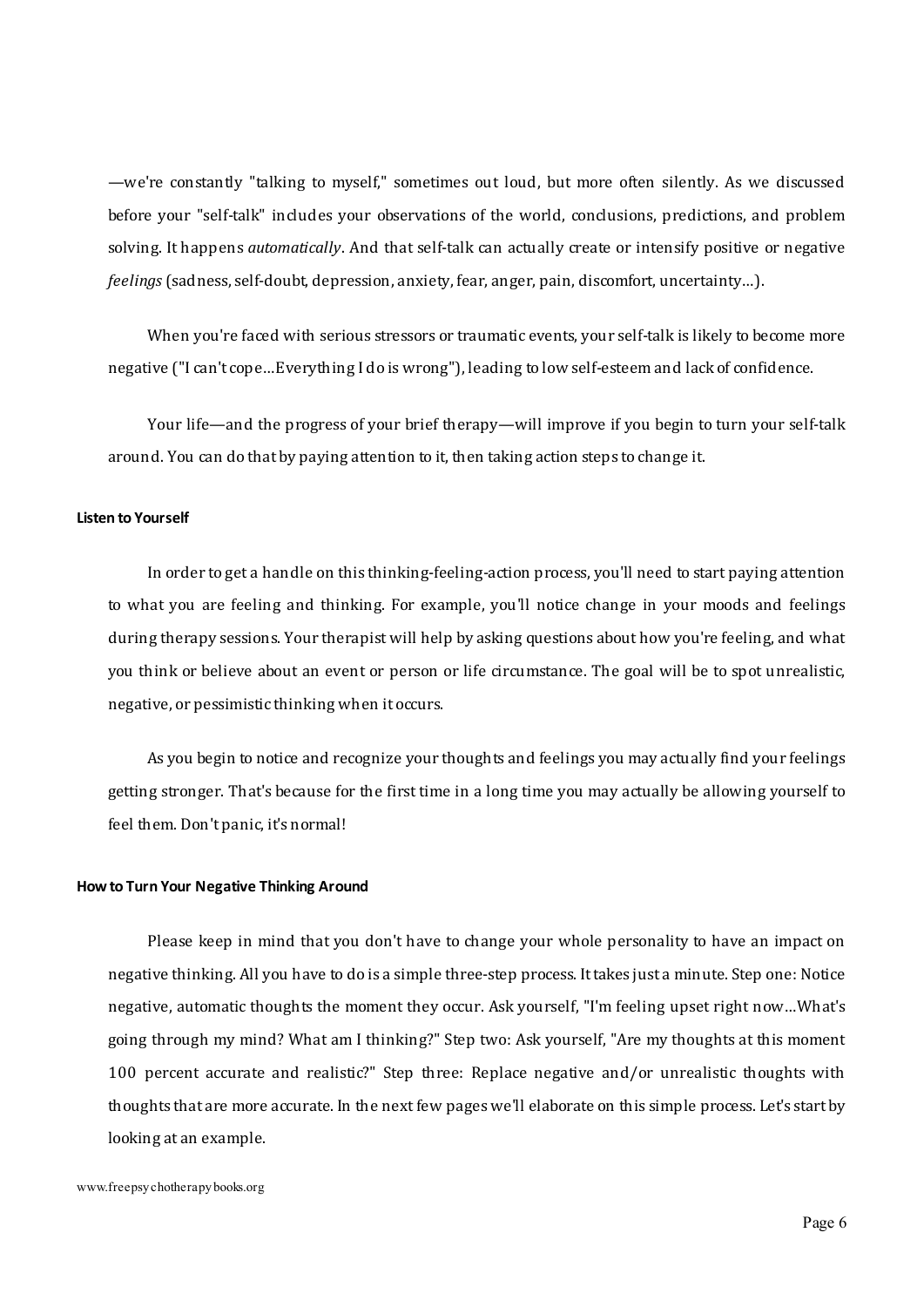—we're constantly "talking to myself," sometimes out loud, but more often silently. As we discussed before your "self-talk" includes your observations of the world, conclusions, predictions, and problem solving. It happens *automatically*. And that self-talk can actually create or intensify positive or negative *feelings* (sadness, self-doubt, depression, anxiety, fear, anger, pain, discomfort, uncertainty…).

When you're faced with serious stressors or traumatic events, your self-talk is likely to become more negative ("I can't cope…Everything I do is wrong"), leading to low self-esteem and lack of confidence.

Your life—and the progress of your brief therapy—will improve if you begin to turn your self-talk around. You can do that by paying attention to it, then taking action steps to change it.

**Listen to Yourself**

In order to get a handle on this thinking-feeling-action process, you'll need to start paying attention to what you are feeling and thinking. For example, you'll notice change in your moods and feelings during therapy sessions. Your therapist will help by asking questions about how you're feeling, and what you think or believe about an event or person or life circumstance. The goal will be to spot unrealistic, negative, or pessimistic thinking when it occurs.

As you begin to notice and recognize your thoughts and feelings you may actually find your feelings getting stronger. That's because for the first time in a long time you may actually be allowing yourself to feel them. Don't panic, it's normal!

**How to Turn Your Negative Thinking Around**

Please keep in mind that you don't have to change your whole personality to have an impact on negative thinking. All you have to do is a simple three-step process. It takes just a minute. Step one: Notice negative, automatic thoughts the moment they occur. Ask yourself, "I'm feeling upset right now…What's going through my mind? What am I thinking?" Step two: Ask yourself, "Are my thoughts at this moment 100 percent accurate and realistic?" Step three: Replace negative and/or unrealistic thoughts with thoughts that are more accurate. In the next few pages we'll elaborate on this simple process. Let's start by looking at an example.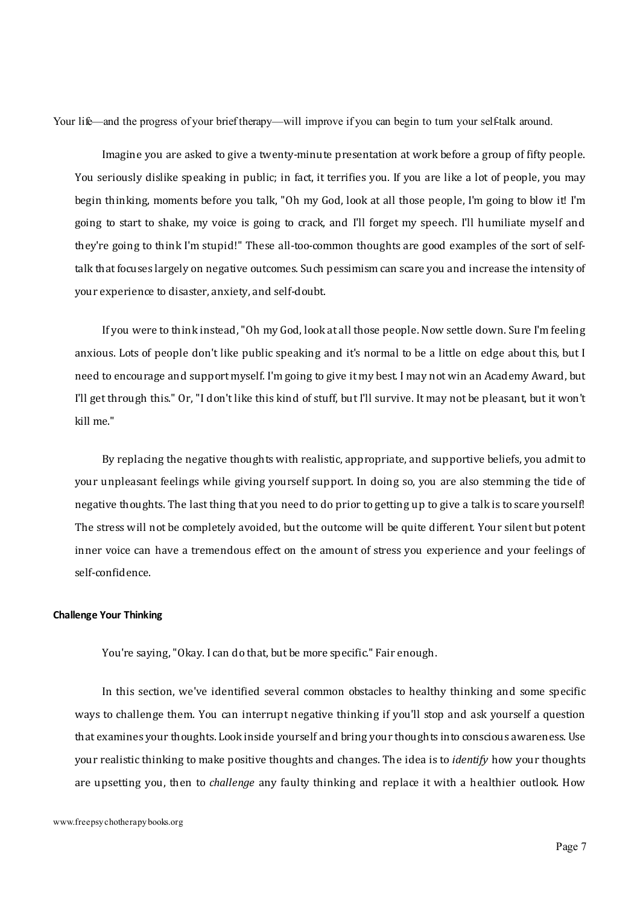Your life—and the progress of your brief therapy—will improve if you can begin to turn your self-talk around.

Imagine you are asked to give a twenty-minute presentation at work before a group of fifty people. You seriously dislike speaking in public; in fact, it terrifies you. If you are like a lot of people, you may begin thinking, moments before you talk, "Oh my God, look at all those people, I'm going to blow it! I'm going to start to shake, my voice is going to crack, and I'll forget my speech. I'll humiliate myself and they're going to think I'm stupid!" These all-too-common thoughts are good examples of the sort of self-talk that focuses largely on negative outcomes. Such pessimism can scare you and increase the intensity of your experience to disaster, anxiety, and self-doubt.

If you were to think instead, "Oh my God, look at all those people. Now settle down. Sure I'm feeling anxious. Lots of people don't like public speaking and it's normal to be a little on edge about this, but I need to encourage and support myself. I'm going to give it my best. I may not win an Academy Award, but I'll get through this." Or, "I don't like this kind of stuff, but I'll survive. It may not be pleasant, but it won't kill me."

By replacing the negative thoughts with realistic, appropriate, and supportive beliefs, you admit to your unpleasant feelings while giving yourself support. In doing so, you are also stemming the tide of negative thoughts. The last thing that you need to do prior to getting up to give a talk is to scare yourself! The stress will not be completely avoided, but the outcome will be quite different. Your silent but potent inner voice can have a tremendous effect on the amount of stress you experience and your feelings of self-confidence.

#### Challenge Your Thinking

You're saying, "Okay. I can do that, but be more specific." Fair enough.

In this section, we've identified several common obstacles to healthy thinking and some specific ways to challenge them. You can interrupt negative thinking if you'll stop and ask yourself a question that examines your thoughts. Look inside yourself and bring your thoughts into conscious awareness. Use your realistic thinking to make positive thoughts and changes. The idea is to *identify* how your thoughts are upsetting you, then to *challenge* any faulty thinking and replace it with a healthier outlook. How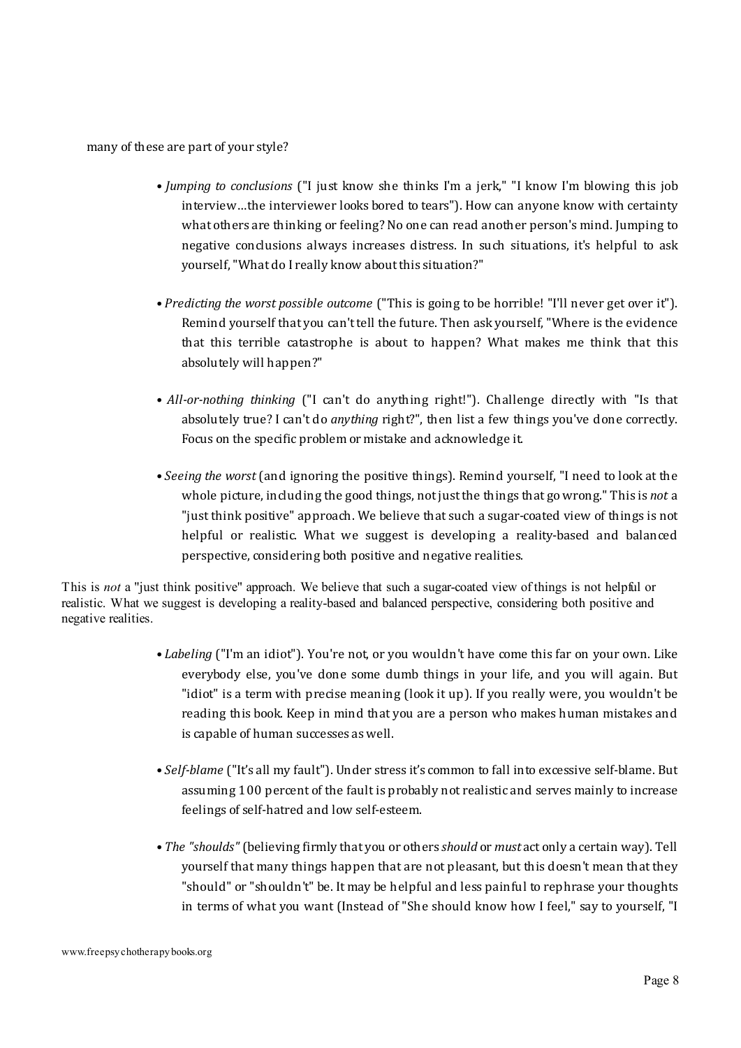many of these are part of your style?

- *Jumping to conclusions* ("I just know she thinks I'm a jerk," "I know I'm blowing this job interview…the interviewer looks bored to tears"). How can anyone know with certainty what others are thinking or feeling? No one can read another person's mind. Jumping to negative conclusions always increases distress. In such situations, it's helpful to ask yourself, "What do I really know about this situation?"

- *Predicting the worst possible outcome* ("This is going to be horrible! "I'll never get over it"). Remind yourself that you can't tell the future. Then ask yourself, "Where is the evidence that this terrible catastrophe is about to happen? What makes me think that this absolutely will happen?"

- *All-or-nothing thinking* ("I can't do anything right!"). Challenge directly with "Is that absolutely true? I can't do *anything* right?", then list a few things you've done correctly. Focus on the specific problem or mistake and acknowledge it.

- *Seeing the worst* (and ignoring the positive things). Remind yourself, "I need to look at the whole picture, including the good things, not just the things that go wrong." This is *not* a "just think positive" approach. We believe that such a sugar-coated view of things is not helpful or realistic. What we suggest is developing a reality-based and balanced perspective, considering both positive and negative realities.

This is *not* a "just think positive" approach. We believe that such a sugar-coated view of things is not helpful or realistic. What we suggest is developing a reality-based and balanced perspective, considering both positive and negative realities.

- *Labeling* ("I'm an idiot"). You're not, or you wouldn't have come this far on your own. Like everybody else, you've done some dumb things in your life, and you will again. But "idiot" is a term with precise meaning (look it up). If you really were, you wouldn't be reading this book. Keep in mind that you are a person who makes human mistakes and is capable of human successes as well.

- *Self-blame* ("It's all my fault"). Under stress it's common to fall into excessive self-blame. But assuming 100 percent of the fault is probably not realistic and serves mainly to increase feelings of self-hatred and low self-esteem.

- *The "shoulds"* (believing firmly that you or others *should* or *must* act only a certain way). Tell yourself that many things happen that are not pleasant, but this doesn't mean that they "should" or "shouldn't" be. It may be helpful and less painful to rephrase your thoughts in terms of what you want (Instead of "She should know how I feel," say to yourself, "I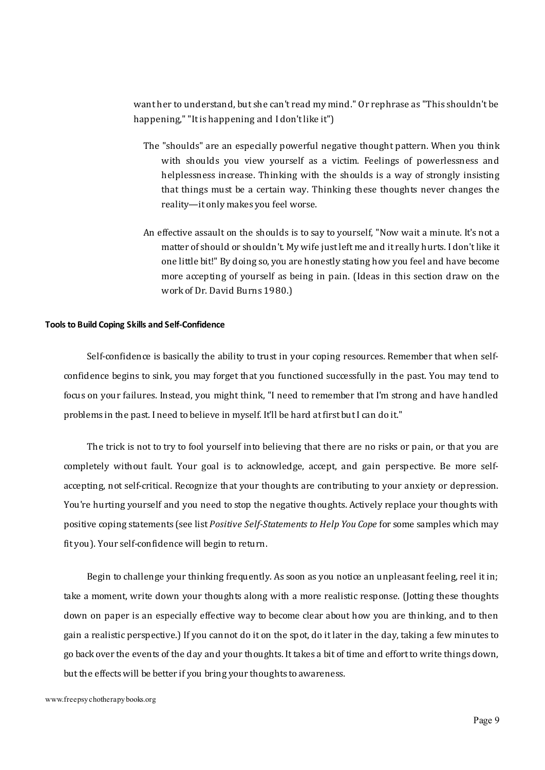want her to understand, but she can't read my mind." Or rephrase as "This shouldn't be happening," "It is happening and I don't like it")

The "shoulds" are an especially powerful negative thought pattern. When you think with shoulds you view yourself as a victim. Feelings of powerlessness and helplessness increase. Thinking with the shoulds is a way of strongly insisting that things must be a certain way. Thinking these thoughts never changes the reality—it only makes you feel worse.

An effective assault on the shoulds is to say to yourself, "Now wait a minute. It's not a matter of should or shouldn't. My wife just left me and it really hurts. I don't like it one little bit!" By doing so, you are honestly stating how you feel and have become more accepting of yourself as being in pain. (Ideas in this section draw on the work of Dr. David Burns 1980.)

**Tools to Build Coping Skills and Self-Confidence**

Self-confidence is basically the ability to trust in your coping resources. Remember that when self-confidence begins to sink, you may forget that you functioned successfully in the past. You may tend to focus on your failures. Instead, you might think, "I need to remember that I'm strong and have handled problems in the past. I need to believe in myself. It'll be hard at first but I can do it."

The trick is not to try to fool yourself into believing that there are no risks or pain, or that you are completely without fault. Your goal is to acknowledge, accept, and gain perspective. Be more self-accepting, not self-critical. Recognize that your thoughts are contributing to your anxiety or depression. You're hurting yourself and you need to stop the negative thoughts. Actively replace your thoughts with positive coping statements (see list *Positive Self-Statements to Help You Cope* for some samples which may fit you). Your self-confidence will begin to return.

Begin to challenge your thinking frequently. As soon as you notice an unpleasant feeling, reel it in; take a moment, write down your thoughts along with a more realistic response. (Jotting these thoughts down on paper is an especially effective way to become clear about how you are thinking, and to then gain a realistic perspective.) If you cannot do it on the spot, do it later in the day, taking a few minutes to go back over the events of the day and your thoughts. It takes a bit of time and effort to write things down, but the effects will be better if you bring your thoughts to awareness.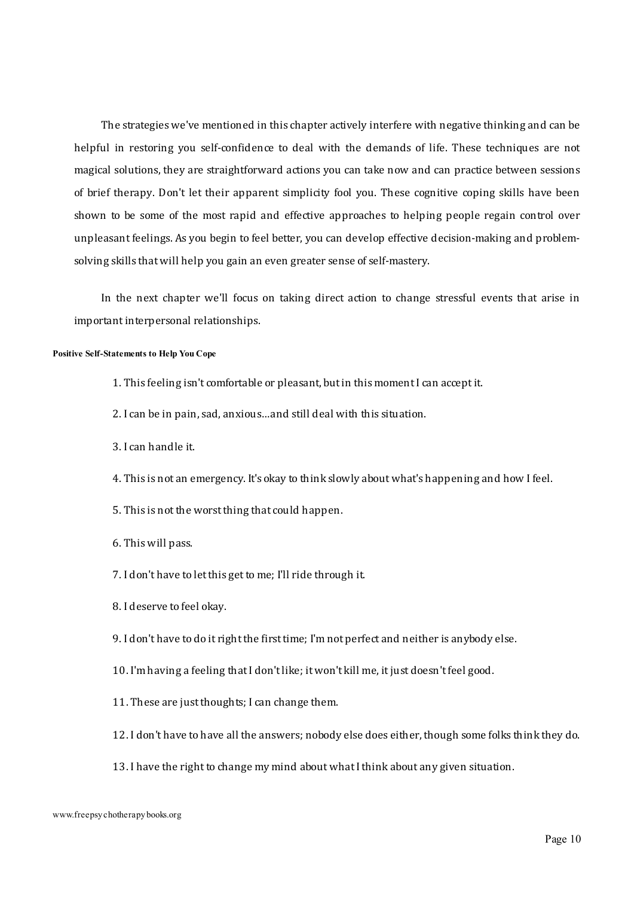The strategies we've mentioned in this chapter actively interfere with negative thinking and can be helpful in restoring you self-confidence to deal with the demands of life. These techniques are not magical solutions, they are straightforward actions you can take now and can practice between sessions of brief therapy. Don't let their apparent simplicity fool you. These cognitive coping skills have been shown to be some of the most rapid and effective approaches to helping people regain control over unpleasant feelings. As you begin to feel better, you can develop effective decision-making and problem-solving skills that will help you gain an even greater sense of self-mastery.

In the next chapter we'll focus on taking direct action to change stressful events that arise in important interpersonal relationships.

#### Positive Self-Statements to Help You Cope

1. This feeling isn't comfortable or pleasant, but in this moment I can accept it.
2. I can be in pain, sad, anxious...and still deal with this situation.
3. I can handle it.
4. This is not an emergency. It's okay to think slowly about what's happening and how I feel.
5. This is not the worst thing that could happen.
6. This will pass.
7. I don't have to let this get to me; I'll ride through it.
8. I deserve to feel okay.
9. I don't have to do it right the first time; I'm not perfect and neither is anybody else.
10. I'm having a feeling that I don't like; it won't kill me, it just doesn't feel good.
11. These are just thoughts; I can change them.
12. I don't have to have all the answers; nobody else does either, though some folks think they do.
13. I have the right to change my mind about what I think about any given situation.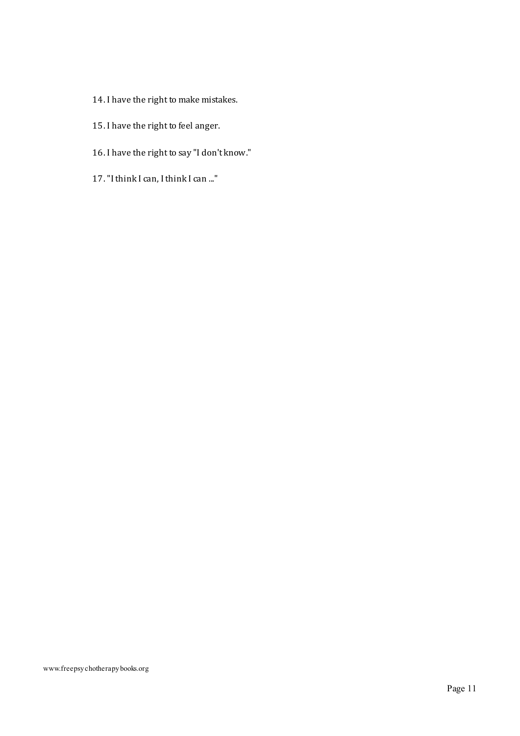14. I have the right to make mistakes.

15. I have the right to feel anger.

16. I have the right to say "I don't know."

17. "I think I can, I think I can ..."